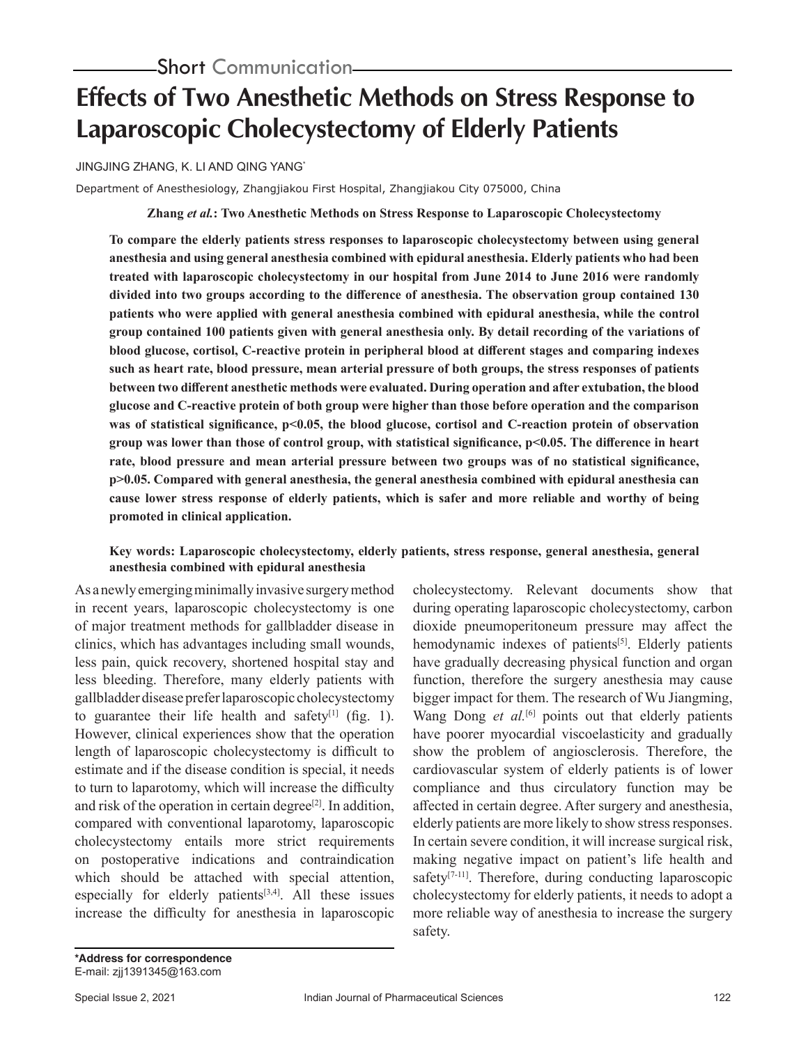Short Communication

# Effects of Two Anesthetic Methods on Stress Response to Laparoscopic Cholecystectomy of Elderly Patients

JINGJING ZHANG, K. LI AND QING YANG*

Department of Anesthesiology, Zhangjiakou First Hospital, Zhangjiakou City 075000, China

**Zhang *et al.*: Two Anesthetic Methods on Stress Response to Laparoscopic Cholecystectomy**

**To compare the elderly patients stress responses to laparoscopic cholecystectomy between using general anesthesia and using general anesthesia combined with epidural anesthesia. Elderly patients who had been treated with laparoscopic cholecystectomy in our hospital from June 2014 to June 2016 were randomly divided into two groups according to the difference of anesthesia. The observation group contained 130 patients who were applied with general anesthesia combined with epidural anesthesia, while the control group contained 100 patients given with general anesthesia only. By detail recording of the variations of blood glucose, cortisol, C-reactive protein in peripheral blood at different stages and comparing indexes such as heart rate, blood pressure, mean arterial pressure of both groups, the stress responses of patients between two different anesthetic methods were evaluated. During operation and after extubation, the blood glucose and C-reactive protein of both group were higher than those before operation and the comparison was of statistical significance, $p<0.05$, the blood glucose, cortisol and C-reaction protein of observation group was lower than those of control group, with statistical significance, $p<0.05$. The difference in heart rate, blood pressure and mean arterial pressure between two groups was of no statistical significance, $p>0.05$. Compared with general anesthesia, the general anesthesia combined with epidural anesthesia can cause lower stress response of elderly patients, which is safer and more reliable and worthy of being promoted in clinical application.**

**Key words: Laparoscopic cholecystectomy, elderly patients, stress response, general anesthesia, general anesthesia combined with epidural anesthesia**

As a newly emerging minimally invasive surgery method in recent years, laparoscopic cholecystectomy is one of major treatment methods for gallbladder disease in clinics, which has advantages including small wounds, less pain, quick recovery, shortened hospital stay and less bleeding. Therefore, many elderly patients with gallbladder disease prefer laparoscopic cholecystectomy to guarantee their life health and safety[1] (fig. 1). However, clinical experiences show that the operation length of laparoscopic cholecystectomy is difficult to estimate and if the disease condition is special, it needs to turn to laparotomy, which will increase the difficulty and risk of the operation in certain degree[2]. In addition, compared with conventional laparotomy, laparoscopic cholecystectomy entails more strict requirements on postoperative indications and contraindication which should be attached with special attention, especially for elderly patients[3,4]. All these issues increase the difficulty for anesthesia in laparoscopic cholecystectomy. Relevant documents show that during operating laparoscopic cholecystectomy, carbon dioxide pneumoperitoneum pressure may affect the hemodynamic indexes of patients[5]. Elderly patients have gradually decreasing physical function and organ function, therefore the surgery anesthesia may cause bigger impact for them. The research of Wu Jiangming, Wang Dong *et al.*[6] points out that elderly patients have poorer myocardial viscoelasticity and gradually show the problem of angiosclerosis. Therefore, the cardiovascular system of elderly patients is of lower compliance and thus circulatory function may be affected in certain degree. After surgery and anesthesia, elderly patients are more likely to show stress responses. In certain severe condition, it will increase surgical risk, making negative impact on patient's life health and safety[7-11]. Therefore, during conducting laparoscopic cholecystectomy for elderly patients, it needs to adopt a more reliable way of anesthesia to increase the surgery safety.

**\*Address for correspondence**
E-mail: zjj1391345@163.com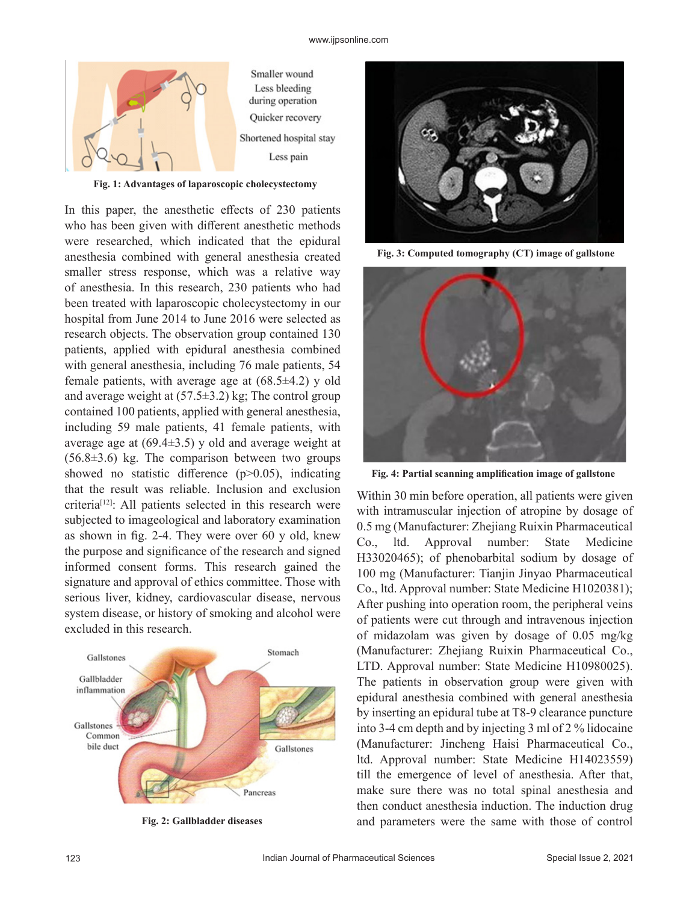Fig. 1: Advantages of laparoscopic cholecystectomy

In this paper, the anesthetic effects of 230 patients who has been given with different anesthetic methods were researched, which indicated that the epidural anesthesia combined with general anesthesia created smaller stress response, which was a relative way of anesthesia. In this research, 230 patients who had been treated with laparoscopic cholecystectomy in our hospital from June 2014 to June 2016 were selected as research objects. The observation group contained 130 patients, applied with epidural anesthesia combined with general anesthesia, including 76 male patients, 54 female patients, with average age at (68.5±4.2) y old and average weight at (57.5±3.2) kg; The control group contained 100 patients, applied with general anesthesia, including 59 male patients, 41 female patients, with average age at (69.4±3.5) y old and average weight at (56.8±3.6) kg. The comparison between two groups showed no statistic difference ($p>0.05$), indicating that the result was reliable. Inclusion and exclusion criteria[12]: All patients selected in this research were subjected to imageological and laboratory examination as shown in fig. 2-4. They were over 60 y old, knew the purpose and significance of the research and signed informed consent forms. This research gained the signature and approval of ethics committee. Those with serious liver, kidney, cardiovascular disease, nervous system disease, or history of smoking and alcohol were excluded in this research.

Fig. 2: Gallbladder diseases

Fig. 3: Computed tomography (CT) image of gallstone

Fig. 4: Partial scanning amplification image of gallstone

Within 30 min before operation, all patients were given with intramuscular injection of atropine by dosage of 0.5 mg (Manufacturer: Zhejiang Ruixin Pharmaceutical Co., ltd. Approval number: State Medicine H33020465); of phenobarbital sodium by dosage of 100 mg (Manufacturer: Tianjin Jinyao Pharmaceutical Co., ltd. Approval number: State Medicine H1020381); After pushing into operation room, the peripheral veins of patients were cut through and intravenous injection of midazolam was given by dosage of 0.05 mg/kg (Manufacturer: Zhejiang Ruixin Pharmaceutical Co., LTD. Approval number: State Medicine H10980025). The patients in observation group were given with epidural anesthesia combined with general anesthesia by inserting an epidural tube at T8-9 clearance puncture into 3-4 cm depth and by injecting 3 ml of 2 % lidocaine (Manufacturer: Jincheng Haisi Pharmaceutical Co., ltd. Approval number: State Medicine H14023559) till the emergence of level of anesthesia. After that, make sure there was no total spinal anesthesia and then conduct anesthesia induction. The induction drug and parameters were the same with those of control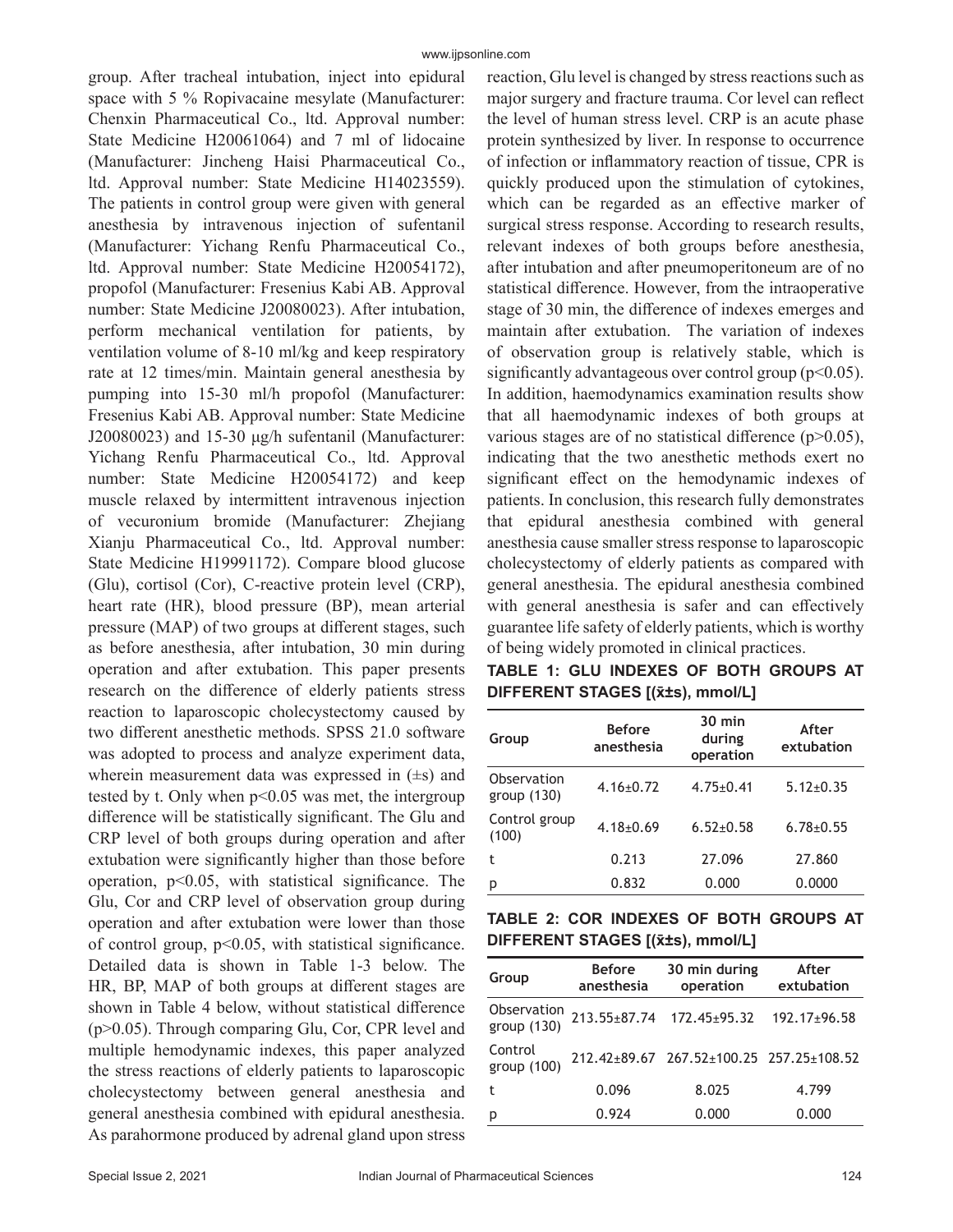group. After tracheal intubation, inject into epidural space with 5 % Ropivacaine mesylate (Manufacturer: Chenxin Pharmaceutical Co., ltd. Approval number: State Medicine H20061064) and 7 ml of lidocaine (Manufacturer: Jincheng Haisi Pharmaceutical Co., ltd. Approval number: State Medicine H14023559). The patients in control group were given with general anesthesia by intravenous injection of sufentanil (Manufacturer: Yichang Renfu Pharmaceutical Co., ltd. Approval number: State Medicine H20054172), propofol (Manufacturer: Fresenius Kabi AB. Approval number: State Medicine J20080023). After intubation, perform mechanical ventilation for patients, by ventilation volume of 8-10 ml/kg and keep respiratory rate at 12 times/min. Maintain general anesthesia by pumping into 15-30 ml/h propofol (Manufacturer: Fresenius Kabi AB. Approval number: State Medicine J20080023) and 15-30 μg/h sufentanil (Manufacturer: Yichang Renfu Pharmaceutical Co., ltd. Approval number: State Medicine H20054172) and keep muscle relaxed by intermittent intravenous injection of vecuronium bromide (Manufacturer: Zhejiang Xianju Pharmaceutical Co., ltd. Approval number: State Medicine H19991172). Compare blood glucose (Glu), cortisol (Cor), C-reactive protein level (CRP), heart rate (HR), blood pressure (BP), mean arterial pressure (MAP) of two groups at different stages, such as before anesthesia, after intubation, 30 min during operation and after extubation. This paper presents research on the difference of elderly patients stress reaction to laparoscopic cholecystectomy caused by two different anesthetic methods. SPSS 21.0 software was adopted to process and analyze experiment data, wherein measurement data was expressed in (±s) and tested by t. Only when $p<0.05$ was met, the intergroup difference will be statistically significant. The Glu and CRP level of both groups during operation and after extubation were significantly higher than those before operation, $p<0.05$, with statistical significance. The Glu, Cor and CRP level of observation group during operation and after extubation were lower than those of control group, $p<0.05$, with statistical significance. Detailed data is shown in Table 1-3 below. The HR, BP, MAP of both groups at different stages are shown in Table 4 below, without statistical difference ($p>0.05$). Through comparing Glu, Cor, CPR level and multiple hemodynamic indexes, this paper analyzed the stress reactions of elderly patients to laparoscopic cholecystectomy between general anesthesia and general anesthesia combined with epidural anesthesia. As parahormone produced by adrenal gland upon stress reaction, Glu level is changed by stress reactions such as major surgery and fracture trauma. Cor level can reflect the level of human stress level. CRP is an acute phase protein synthesized by liver. In response to occurrence of infection or inflammatory reaction of tissue, CPR is quickly produced upon the stimulation of cytokines, which can be regarded as an effective marker of surgical stress response. According to research results, relevant indexes of both groups before anesthesia, after intubation and after pneumoperitoneum are of no statistical difference. However, from the intraoperative stage of 30 min, the difference of indexes emerges and maintain after extubation. The variation of indexes of observation group is relatively stable, which is significantly advantageous over control group ($p<0.05$). In addition, haemodynamics examination results show that all haemodynamic indexes of both groups at various stages are of no statistical difference ($p>0.05$), indicating that the two anesthetic methods exert no significant effect on the hemodynamic indexes of patients. In conclusion, this research fully demonstrates that epidural anesthesia combined with general anesthesia cause smaller stress response to laparoscopic cholecystectomy of elderly patients as compared with general anesthesia. The epidural anesthesia combined with general anesthesia is safer and can effectively guarantee life safety of elderly patients, which is worthy of being widely promoted in clinical practices.

**TABLE 1: GLU INDEXES OF BOTH GROUPS AT DIFFERENT STAGES [($\bar{x}$±s), mmol/L]**

| Group | Before anesthesia | 30 min during operation | After extubation |
|---|---|---|---|
| Observation group (130) | 4.16±0.72 | 4.75±0.41 | 5.12±0.35 |
| Control group (100) | 4.18±0.69 | 6.52±0.58 | 6.78±0.55 |
| t | 0.213 | 27.096 | 27.860 |
| p | 0.832 | 0.000 | 0.0000 |

**TABLE 2: COR INDEXES OF BOTH GROUPS AT DIFFERENT STAGES [($\bar{x}$±s), mmol/L]**

| Group | Before anesthesia | 30 min during operation | After extubation |
|---|---|---|---|
| Observation group (130) | 213.55±87.74 | 172.45±95.32 | 192.17±96.58 |
| Control group (100) | 212.42±89.67 | 267.52±100.25 | 257.25±108.52 |
| t | 0.096 | 8.025 | 4.799 |
| p | 0.924 | 0.000 | 0.000 |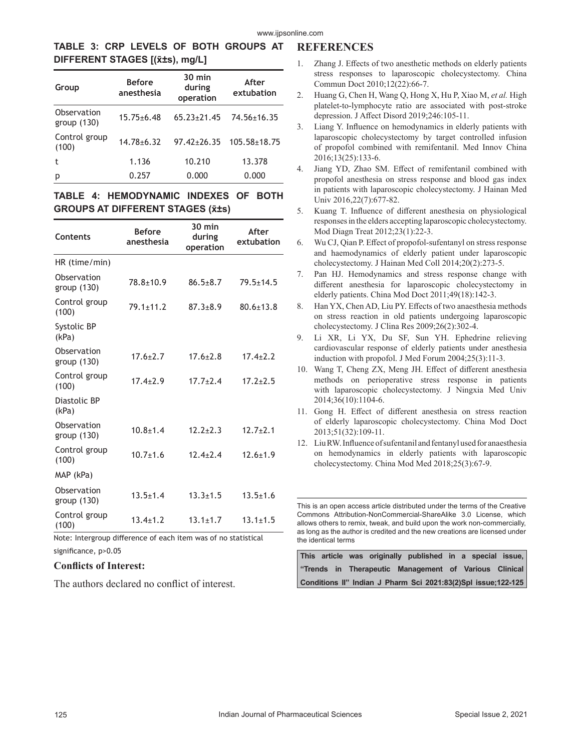**TABLE 3: CRP LEVELS OF BOTH GROUPS AT DIFFERENT STAGES [($\bar{x}$±s), mg/L]**

| Group | Before anesthesia | 30 min during operation | After extubation |
|---|---|---|---|
| Observation group (130) | 15.75±6.48 | 65.23±21.45 | 74.56±16.35 |
| Control group (100) | 14.78±6.32 | 97.42±26.35 | 105.58±18.75 |
| t | 1.136 | 10.210 | 13.378 |
| p | 0.257 | 0.000 | 0.000 |

**TABLE 4: HEMODYNAMIC INDEXES OF BOTH GROUPS AT DIFFERENT STAGES ($\bar{x}$±s)**

| Contents | Before anesthesia | 30 min during operation | After extubation |
|---|---|---|---|
| HR (time/min) | | | |
| Observation group (130) | 78.8±10.9 | 86.5±8.7 | 79.5±14.5 |
| Control group (100) | 79.1±11.2 | 87.3±8.9 | 80.6±13.8 |
| Systolic BP (kPa) | | | |
| Observation group (130) | 17.6±2.7 | 17.6±2.8 | 17.4±2.2 |
| Control group (100) | 17.4±2.9 | 17.7±2.4 | 17.2±2.5 |
| Diastolic BP (kPa) | | | |
| Observation group (130) | 10.8±1.4 | 12.2±2.3 | 12.7±2.1 |
| Control group (100) | 10.7±1.6 | 12.4±2.4 | 12.6±1.9 |
| MAP (kPa) | | | |
| Observation group (130) | 13.5±1.4 | 13.3±1.5 | 13.5±1.6 |
| Control group (100) | 13.4±1.2 | 13.1±1.7 | 13.1±1.5 |

Note: Intergroup difference of each item was of no statistical significance, $p>0.05$

**Conflicts of Interest:**

The authors declared no conflict of interest.

## REFERENCES

1. Zhang J. Effects of two anesthetic methods on elderly patients stress responses to laparoscopic cholecystectomy. China Commun Doct 2010;12(22):66-7.
2. Huang G, Chen H, Wang Q, Hong X, Hu P, Xiao M, *et al.* High platelet-to-lymphocyte ratio are associated with post-stroke depression. J Affect Disord 2019;246:105-11.
3. Liang Y. Influence on hemodynamics in elderly patients with laparoscopic cholecystectomy by target controlled infusion of propofol combined with remifentanil. Med Innov China 2016;13(25):133-6.
4. Jiang YD, Zhao SM. Effect of remifentanil combined with propofol anesthesia on stress response and blood gas index in patients with laparoscopic cholecystectomy. J Hainan Med Univ 2016,22(7):677-82.
5. Kuang T. Influence of different anesthesia on physiological responses in the elders accepting laparoscopic cholecystectomy. Mod Diagn Treat 2012;23(1):22-3.
6. Wu CJ, Qian P. Effect of propofol-sufentanyl on stress response and haemodynamics of elderly patient under laparoscopic cholecystectomy. J Hainan Med Coll 2014;20(2):273-5.
7. Pan HJ. Hemodynamics and stress response change with different anesthesia for laparoscopic cholecystectomy in elderly patients. China Mod Doct 2011;49(18):142-3.
8. Han YX, Chen AD, Liu PY. Effects of two anaesthesia methods on stress reaction in old patients undergoing laparoscopic cholecystectomy. J Clina Res 2009;26(2):302-4.
9. Li XR, Li YX, Du SF, Sun YH. Ephedrine relieving cardiovascular response of elderly patients under anesthesia induction with propofol. J Med Forum 2004;25(3):11-3.
10. Wang T, Cheng ZX, Meng JH. Effect of different anesthesia methods on perioperative stress response in patients with laparoscopic cholecystectomy. J Ningxia Med Univ 2014;36(10):1104-6.
11. Gong H. Effect of different anesthesia on stress reaction of elderly laparoscopic cholecystectomy. China Mod Doct 2013;51(32):109-11.
12. Liu RW. Influence of sufentanil and fentanyl used for anaesthesia on hemodynamics in elderly patients with laparoscopic cholecystectomy. China Mod Med 2018;25(3):67-9.

This is an open access article distributed under the terms of the Creative Commons Attribution-NonCommercial-ShareAlike 3.0 License, which allows others to remix, tweak, and build upon the work non-commercially, as long as the author is credited and the new creations are licensed under the identical terms

**This article was originally published in a special issue, "Trends in Therapeutic Management of Various Clinical Conditions II" Indian J Pharm Sci 2021:83(2)Spl issue;122-125**